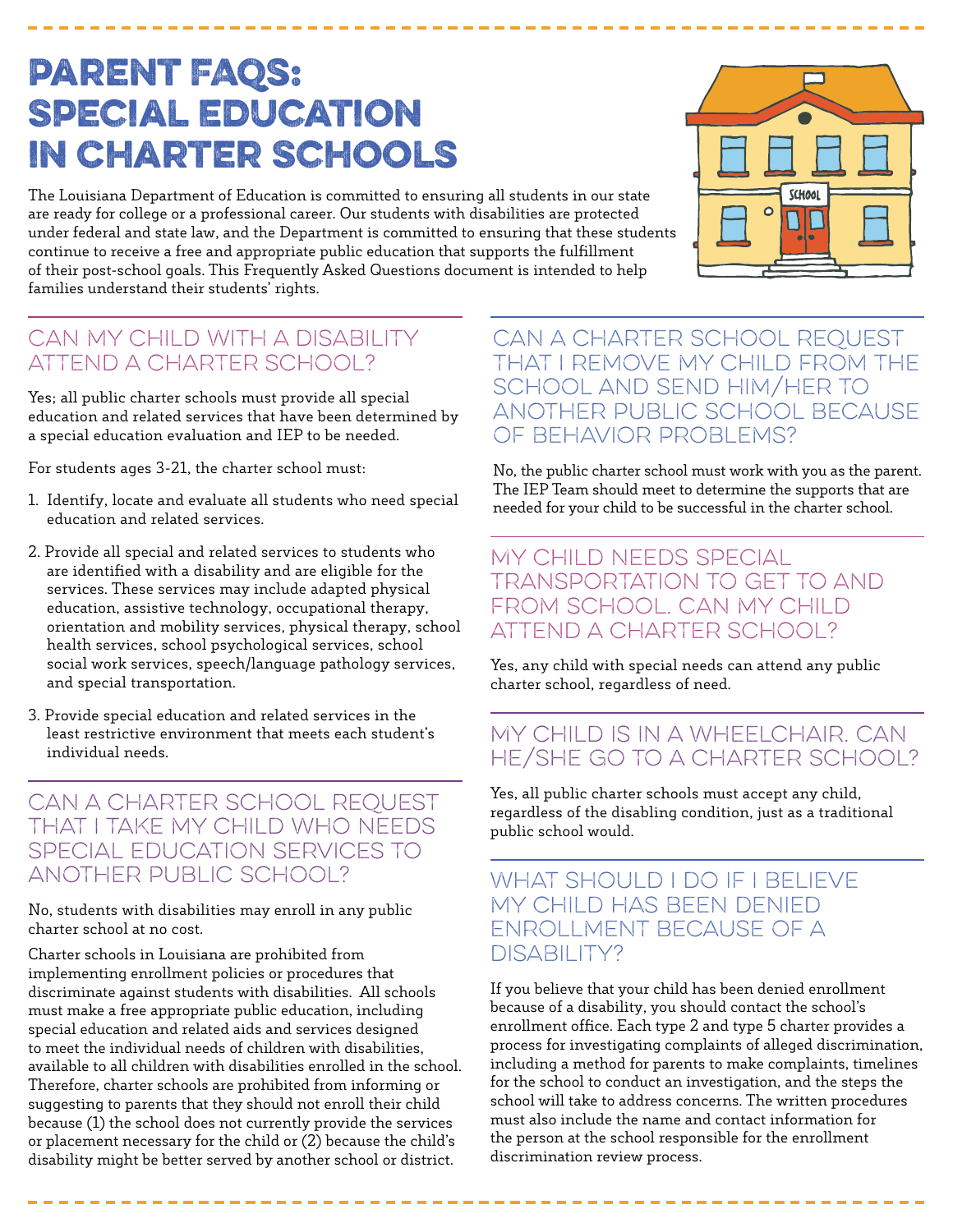# PARENT FAQS: SPECIAL EDUCATION IN CHARTER SCHOOLS

The Louisiana Department of Education is committed to ensuring all students in our state are ready for college or a professional career. Our students with disabilities are protected under federal and state law, and the Department is committed to ensuring that these students continue to receive a free and appropriate public education that supports the fulfillment of their post-school goals. This Frequently Asked Questions document is intended to help families understand their students' rights.

## CAN MY CHILD WITH A DISABILITY ATTEND A CHARTER SCHOOL?

Yes; all public charter schools must provide all special education and related services that have been determined by a special education evaluation and IEP to be needed.

For students ages 3-21, the charter school must:

1. Identify, locate and evaluate all students who need special education and related services.
2. Provide all special and related services to students who are identified with a disability and are eligible for the services. These services may include adapted physical education, assistive technology, occupational therapy, orientation and mobility services, physical therapy, school health services, school psychological services, school social work services, speech/language pathology services, and special transportation.
3. Provide special education and related services in the least restrictive environment that meets each student's individual needs.

## CAN A CHARTER SCHOOL REQUEST THAT I TAKE MY CHILD WHO NEEDS SPECIAL EDUCATION SERVICES TO ANOTHER PUBLIC SCHOOL?

No, students with disabilities may enroll in any public charter school at no cost.

Charter schools in Louisiana are prohibited from implementing enrollment policies or procedures that discriminate against students with disabilities. All schools must make a free appropriate public education, including special education and related aids and services designed to meet the individual needs of children with disabilities, available to all children with disabilities enrolled in the school. Therefore, charter schools are prohibited from informing or suggesting to parents that they should not enroll their child because (1) the school does not currently provide the services or placement necessary for the child or (2) because the child's disability might be better served by another school or district.

## CAN A CHARTER SCHOOL REQUEST THAT I REMOVE MY CHILD FROM THE SCHOOL AND SEND HIM/HER TO ANOTHER PUBLIC SCHOOL BECAUSE OF BEHAVIOR PROBLEMS?

No, the public charter school must work with you as the parent. The IEP Team should meet to determine the supports that are needed for your child to be successful in the charter school.

## MY CHILD NEEDS SPECIAL TRANSPORTATION TO GET TO AND FROM SCHOOL. CAN MY CHILD ATTEND A CHARTER SCHOOL?

Yes, any child with special needs can attend any public charter school, regardless of need.

## MY CHILD IS IN A WHEELCHAIR. CAN HE/SHE GO TO A CHARTER SCHOOL?

Yes, all public charter schools must accept any child, regardless of the disabling condition, just as a traditional public school would.

## WHAT SHOULD I DO IF I BELIEVE MY CHILD HAS BEEN DENIED ENROLLMENT BECAUSE OF A DISABILITY?

If you believe that your child has been denied enrollment because of a disability, you should contact the school's enrollment office. Each type 2 and type 5 charter provides a process for investigating complaints of alleged discrimination, including a method for parents to make complaints, timelines for the school to conduct an investigation, and the steps the school will take to address concerns. The written procedures must also include the name and contact information for the person at the school responsible for the enrollment discrimination review process.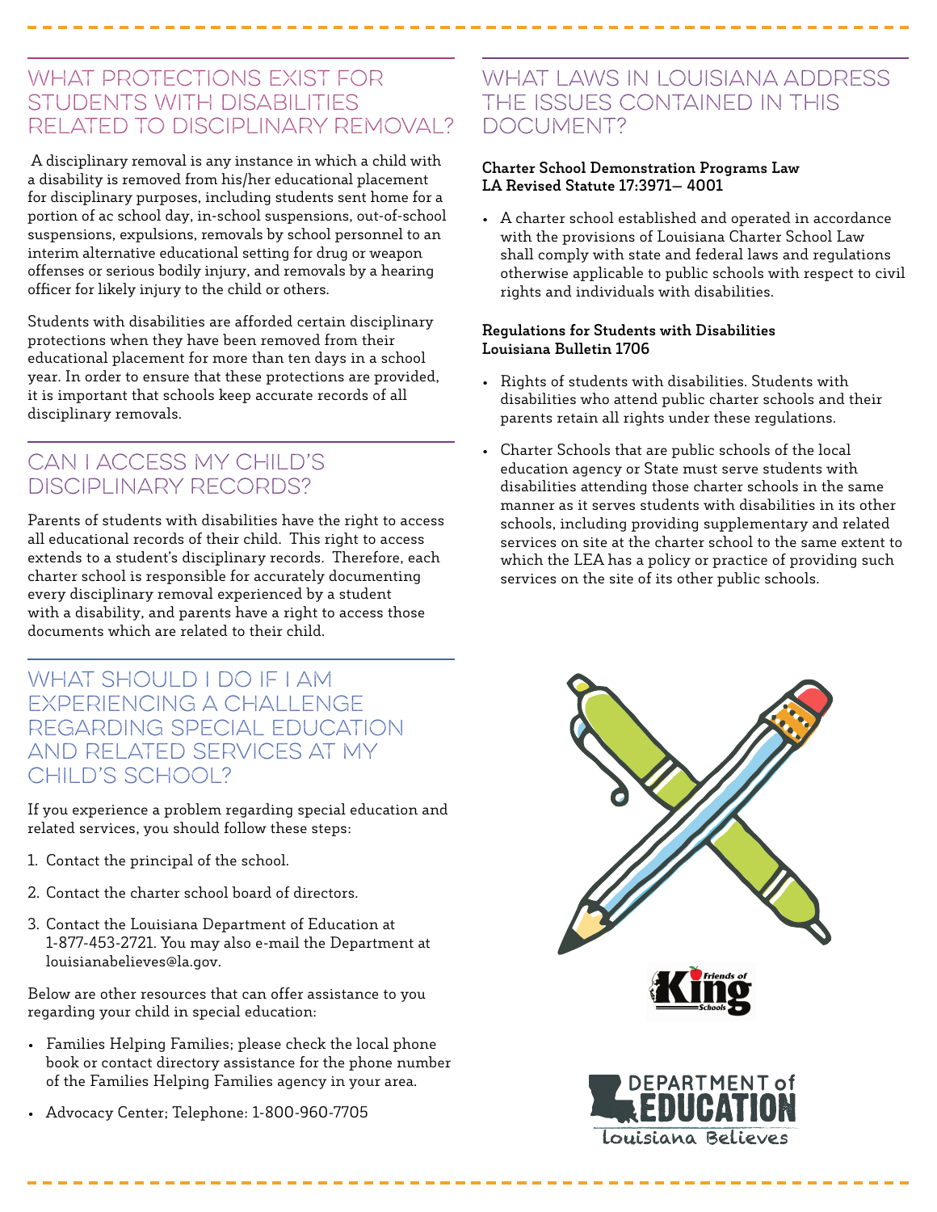## What protections exist for students with disabilities related to disciplinary removal?

A disciplinary removal is any instance in which a child with a disability is removed from his/her educational placement for disciplinary purposes, including students sent home for a portion of ac school day, in-school suspensions, out-of-school suspensions, expulsions, removals by school personnel to an interim alternative educational setting for drug or weapon offenses or serious bodily injury, and removals by a hearing officer for likely injury to the child or others.

Students with disabilities are afforded certain disciplinary protections when they have been removed from their educational placement for more than ten days in a school year. In order to ensure that these protections are provided, it is important that schools keep accurate records of all disciplinary removals.

## Can I access my child's disciplinary records?

Parents of students with disabilities have the right to access all educational records of their child. This right to access extends to a student's disciplinary records. Therefore, each charter school is responsible for accurately documenting every disciplinary removal experienced by a student with a disability, and parents have a right to access those documents which are related to their child.

## What should I do if I am experiencing a challenge regarding special education and related services at my child's school?

If you experience a problem regarding special education and related services, you should follow these steps:

1. Contact the principal of the school.
2. Contact the charter school board of directors.
3. Contact the Louisiana Department of Education at 1-877-453-2721. You may also e-mail the Department at louisianabelieves@la.gov.

Below are other resources that can offer assistance to you regarding your child in special education:

- Families Helping Families; please check the local phone book or contact directory assistance for the phone number of the Families Helping Families agency in your area.
- Advocacy Center; Telephone: 1-800-960-7705

## What laws in Louisiana address the issues contained in this document?

**Charter School Demonstration Programs Law**
**LA Revised Statute 17:3971– 4001**

- A charter school established and operated in accordance with the provisions of Louisiana Charter School Law shall comply with state and federal laws and regulations otherwise applicable to public schools with respect to civil rights and individuals with disabilities.

**Regulations for Students with Disabilities**
**Louisiana Bulletin 1706**

- Rights of students with disabilities. Students with disabilities who attend public charter schools and their parents retain all rights under these regulations.
- Charter Schools that are public schools of the local education agency or State must serve students with disabilities attending those charter schools in the same manner as it serves students with disabilities in its other schools, including providing supplementary and related services on site at the charter school to the same extent to which the LEA has a policy or practice of providing such services on the site of its other public schools.

Friends of King Schools

Department of Education
Louisiana Believes